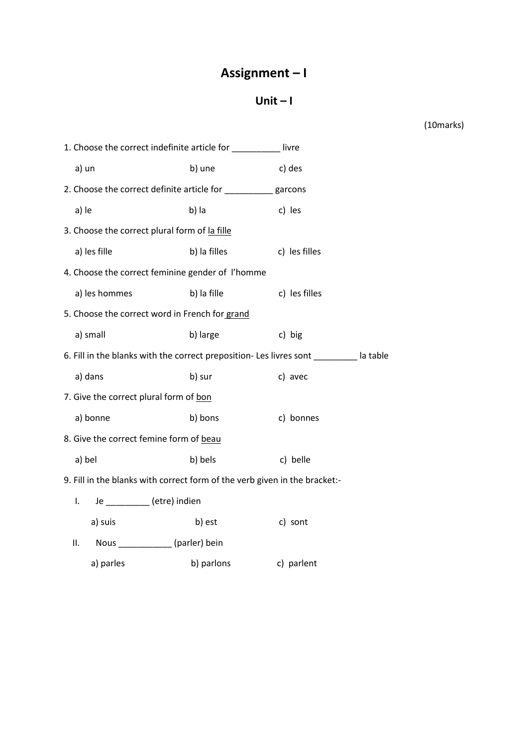# Assignment – I

## Unit – I

(10marks)

1. Choose the correct indefinite article for __________ livre

   a) un  b) une  c) des

2. Choose the correct definite article for __________ garcons

   a) le  b) la  c) les

3. Choose the correct plural form of la fille

   a) les fille  b) la filles  c) les filles

4. Choose the correct feminine gender of l'homme

   a) les hommes  b) la fille  c) les filles

5. Choose the correct word in French for grand

   a) small  b) large  c) big

6. Fill in the blanks with the correct preposition- Les livres sont _________ la table

   a) dans  b) sur  c) avec

7. Give the correct plural form of bon

   a) bonne  b) bons  c) bonnes

8. Give the correct femine form of beau

   a) bel  b) bels  c) belle

9. Fill in the blanks with correct form of the verb given in the bracket:-

   I. Je _________ (etre) indien

      a) suis  b) est  c) sont

   II. Nous ___________ (parler) bein

      a) parles  b) parlons  c) parlent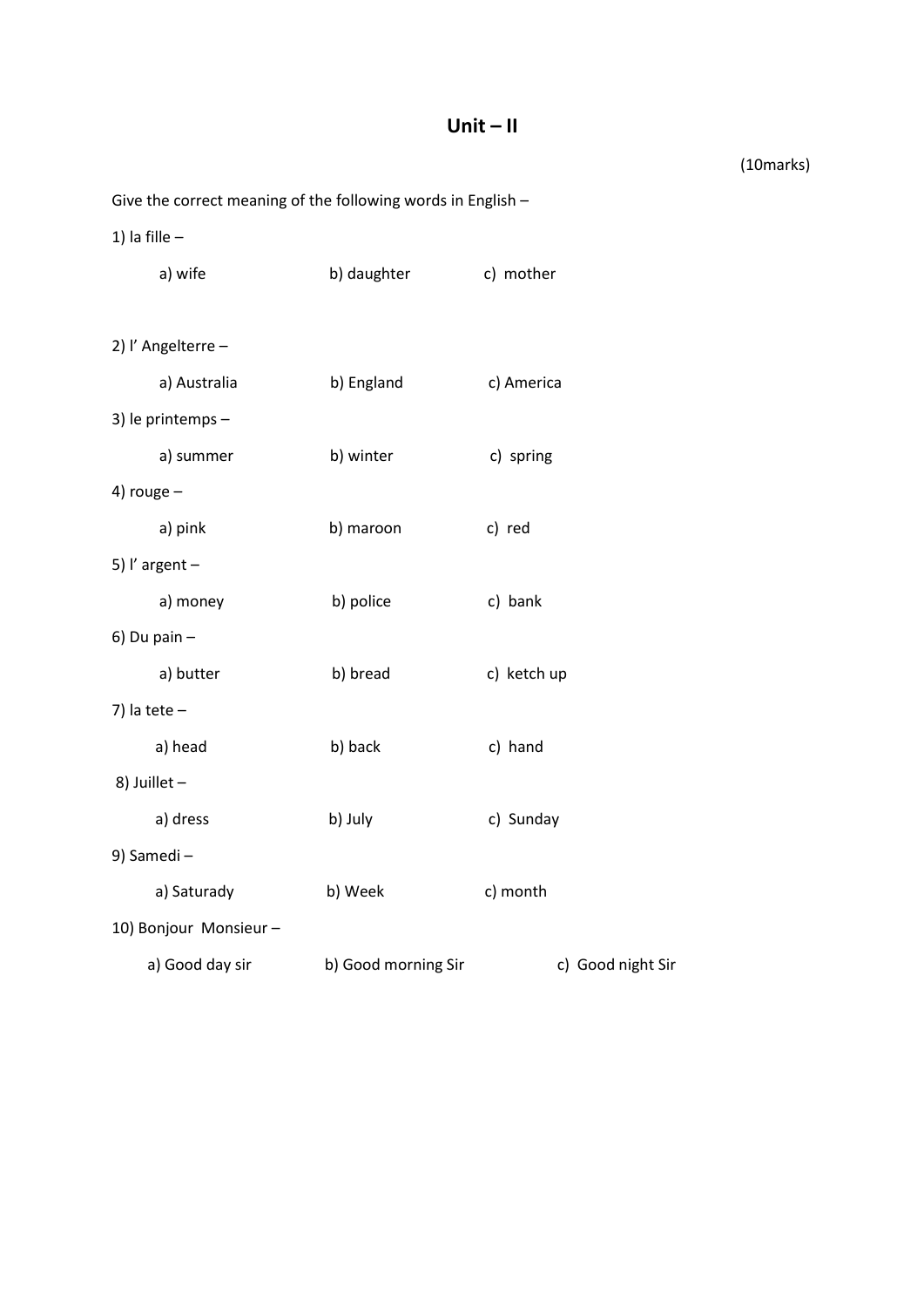# Unit – II

(10marks)

Give the correct meaning of the following words in English –

1) la fille –

   a) wife  b) daughter  c) mother

2) l' Angelterre –

   a) Australia  b) England  c) America

3) le printemps –

   a) summer  b) winter  c) spring

4) rouge –

   a) pink  b) maroon  c) red

5) l' argent –

   a) money  b) police  c) bank

6) Du pain –

   a) butter  b) bread  c) ketch up

7) la tete –

   a) head  b) back  c) hand

8) Juillet –

   a) dress  b) July  c) Sunday

9) Samedi –

   a) Saturady  b) Week  c) month

10) Bonjour Monsieur –

   a) Good day sir  b) Good morning Sir  c) Good night Sir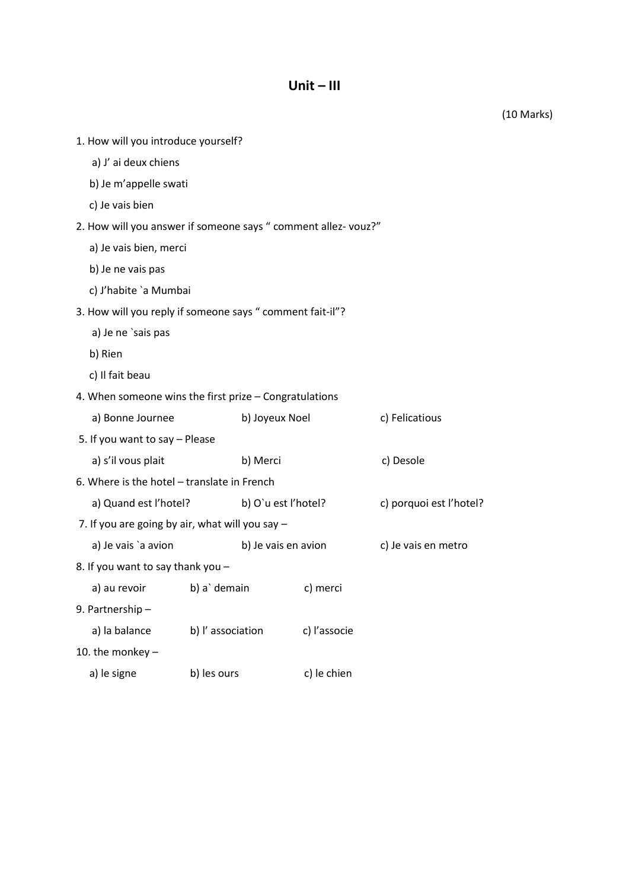# Unit – III

(10 Marks)

1. How will you introduce yourself?

   a) J' ai deux chiens

   b) Je m'appelle swati

   c) Je vais bien

2. How will you answer if someone says " comment allez- vouz?"

   a) Je vais bien, merci

   b) Je ne vais pas

   c) J'habite `a Mumbai

3. How will you reply if someone says " comment fait-il"?

   a) Je ne `sais pas

   b) Rien

   c) Il fait beau

4. When someone wins the first prize – Congratulations

   a) Bonne Journee b) Joyeux Noel c) Felicatious

5. If you want to say – Please

   a) s'il vous plait b) Merci c) Desole

6. Where is the hotel – translate in French

   a) Quand est l'hotel? b) O`u est l'hotel? c) porquoi est l'hotel?

7. If you are going by air, what will you say –

   a) Je vais `a avion b) Je vais en avion c) Je vais en metro

8. If you want to say thank you –

   a) au revoir b) a` demain c) merci

9. Partnership –

   a) la balance b) l' association c) l'associe

10. the monkey –

    a) le signe b) les ours c) le chien